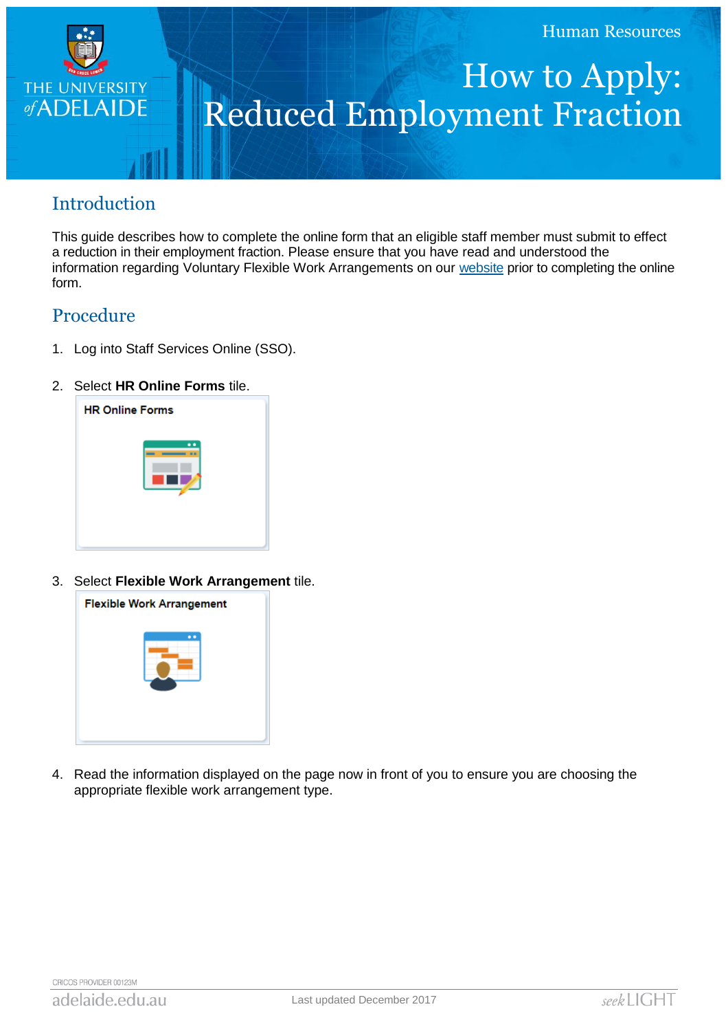Human Resources

# How to Apply: Reduced Employment Fraction

## Introduction

This guide describes how to complete the online form that an eligible staff member must submit to effect a reduction in their employment fraction. Please ensure that you have read and understood the information regarding Voluntary Flexible Work Arrangements on our website prior to completing the online form.

## Procedure

1. Log into Staff Services Online (SSO).

2. Select **HR Online Forms** tile.

   HR Online Forms

3. Select **Flexible Work Arrangement** tile.

   Flexible Work Arrangement

4. Read the information displayed on the page now in front of you to ensure you are choosing the appropriate flexible work arrangement type.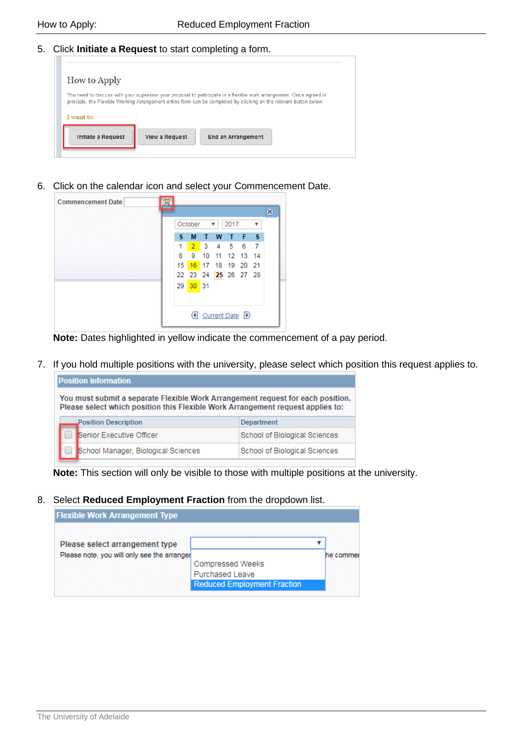5. Click **Initiate a Request** to start completing a form.

6. Click on the calendar icon and select your Commencement Date.

**Note:** Dates highlighted in yellow indicate the commencement of a pay period.

7. If you hold multiple positions with the university, please select which position this request applies to.

**Note:** This section will only be visible to those with multiple positions at the university.

8. Select **Reduced Employment Fraction** from the dropdown list.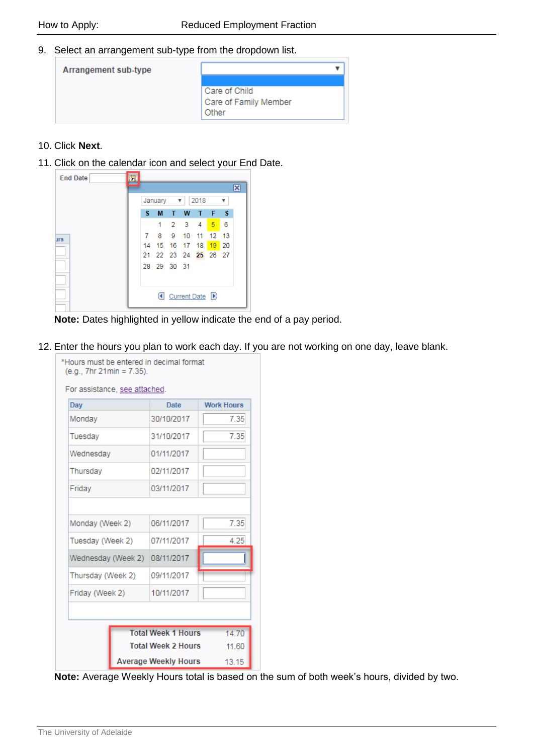9. Select an arrangement sub-type from the dropdown list.

   Arrangement sub-type

   - Care of Child
   - Care of Family Member
   - Other

10. Click **Next**.

11. Click on the calendar icon and select your End Date.

   End Date

   January 2018

   | S | M | T | W | T | F | S |
   |---|---|---|---|---|---|---|
   | | 1 | 2 | 3 | 4 | 5 | 6 |
   | 7 | 8 | 9 | 10 | 11 | 12 | 13 |
   | 14 | 15 | 16 | 17 | 18 | 19 | 20 |
   | 21 | 22 | 23 | 24 | 25 | 26 | 27 |
   | 28 | 29 | 30 | 31 | | | |

   Current Date

   **Note:** Dates highlighted in yellow indicate the end of a pay period.

12. Enter the hours you plan to work each day. If you are not working on one day, leave blank.

   *Hours must be entered in decimal format (e.g., 7hr 21min = 7.35).

   For assistance, see attached.

   | Day | Date | Work Hours |
   |---|---|---|
   | Monday | 30/10/2017 | 7.35 |
   | Tuesday | 31/10/2017 | 7.35 |
   | Wednesday | 01/11/2017 | |
   | Thursday | 02/11/2017 | |
   | Friday | 03/11/2017 | |
   | Monday (Week 2) | 06/11/2017 | 7.35 |
   | Tuesday (Week 2) | 07/11/2017 | 4.25 |
   | Wednesday (Week 2) | 08/11/2017 | |
   | Thursday (Week 2) | 09/11/2017 | |
   | Friday (Week 2) | 10/11/2017 | |

   | | |
   |---|---|
   | Total Week 1 Hours | 14.70 |
   | Total Week 2 Hours | 11.60 |
   | Average Weekly Hours | 13.15 |

   **Note:** Average Weekly Hours total is based on the sum of both week's hours, divided by two.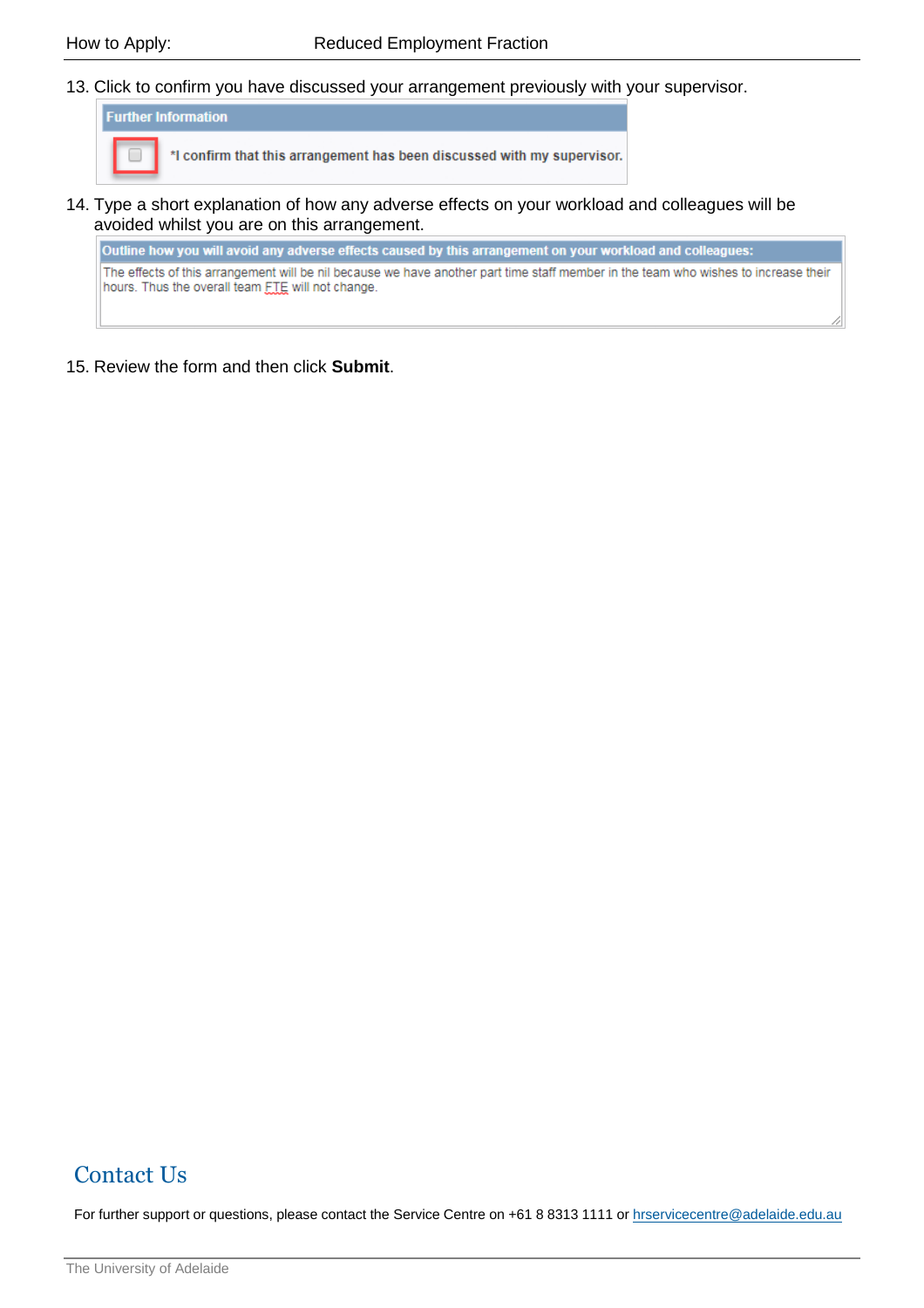13. Click to confirm you have discussed your arrangement previously with your supervisor.

Further Information

*I confirm that this arrangement has been discussed with my supervisor.

14. Type a short explanation of how any adverse effects on your workload and colleagues will be avoided whilst you are on this arrangement.

Outline how you will avoid any adverse effects caused by this arrangement on your workload and colleagues:

The effects of this arrangement will be nil because we have another part time staff member in the team who wishes to increase their hours. Thus the overall team FTE will not change.

15. Review the form and then click **Submit**.

## Contact Us

For further support or questions, please contact the Service Centre on +61 8 8313 1111 or hrservicecentre@adelaide.edu.au